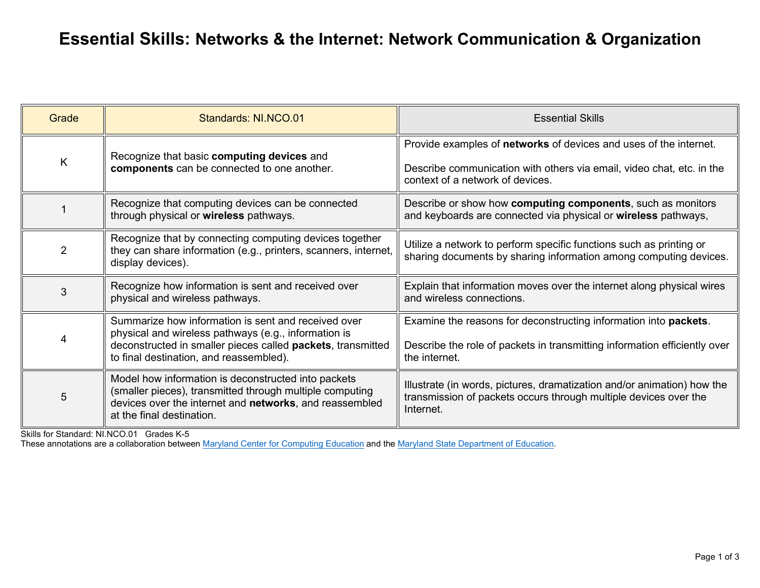# Essential Skills: Networks & the Internet: Network Communication & Organization

| Grade | Standards: NI.NCO.01 | Essential Skills |
|---|---|---|
| K | Recognize that basic **computing devices** and **components** can be connected to one another. | Provide examples of **networks** of devices and uses of the internet.<br><br>Describe communication with others via email, video chat, etc. in the context of a network of devices. |
| 1 | Recognize that computing devices can be connected through physical or **wireless** pathways. | Describe or show how **computing components**, such as monitors and keyboards are connected via physical or **wireless** pathways, |
| 2 | Recognize that by connecting computing devices together they can share information (e.g., printers, scanners, internet, display devices). | Utilize a network to perform specific functions such as printing or sharing documents by sharing information among computing devices. |
| 3 | Recognize how information is sent and received over physical and wireless pathways. | Explain that information moves over the internet along physical wires and wireless connections. |
| 4 | Summarize how information is sent and received over physical and wireless pathways (e.g., information is deconstructed in smaller pieces called **packets**, transmitted to final destination, and reassembled). | Examine the reasons for deconstructing information into **packets**.<br><br>Describe the role of packets in transmitting information efficiently over the internet. |
| 5 | Model how information is deconstructed into packets (smaller pieces), transmitted through multiple computing devices over the internet and **networks**, and reassembled at the final destination. | Illustrate (in words, pictures, dramatization and/or animation) how the transmission of packets occurs through multiple devices over the Internet. |

Skills for Standard: NI.NCO.01 Grades K-5

These annotations are a collaboration between Maryland Center for Computing Education and the Maryland State Department of Education.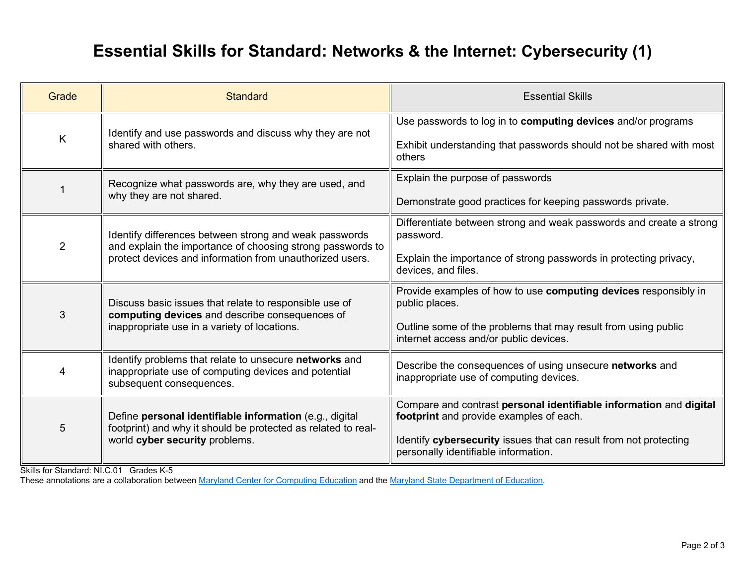# Essential Skills for Standard: Networks & the Internet: Cybersecurity (1)

| Grade | Standard | Essential Skills |
| --- | --- | --- |
| K | Identify and use passwords and discuss why they are not shared with others. | Use passwords to log in to **computing devices** and/or programs<br><br>Exhibit understanding that passwords should not be shared with most others |
| 1 | Recognize what passwords are, why they are used, and why they are not shared. | Explain the purpose of passwords<br><br>Demonstrate good practices for keeping passwords private. |
| 2 | Identify differences between strong and weak passwords and explain the importance of choosing strong passwords to protect devices and information from unauthorized users. | Differentiate between strong and weak passwords and create a strong password.<br><br>Explain the importance of strong passwords in protecting privacy, devices, and files. |
| 3 | Discuss basic issues that relate to responsible use of **computing devices** and describe consequences of inappropriate use in a variety of locations. | Provide examples of how to use **computing devices** responsibly in public places.<br><br>Outline some of the problems that may result from using public internet access and/or public devices. |
| 4 | Identify problems that relate to unsecure **networks** and inappropriate use of computing devices and potential subsequent consequences. | Describe the consequences of using unsecure **networks** and inappropriate use of computing devices. |
| 5 | Define **personal identifiable information** (e.g., digital footprint) and why it should be protected as related to real-world **cyber security** problems. | Compare and contrast **personal identifiable information** and **digital footprint** and provide examples of each.<br><br>Identify **cybersecurity** issues that can result from not protecting personally identifiable information. |

Skills for Standard: NI.C.01 Grades K-5

These annotations are a collaboration between Maryland Center for Computing Education and the Maryland State Department of Education.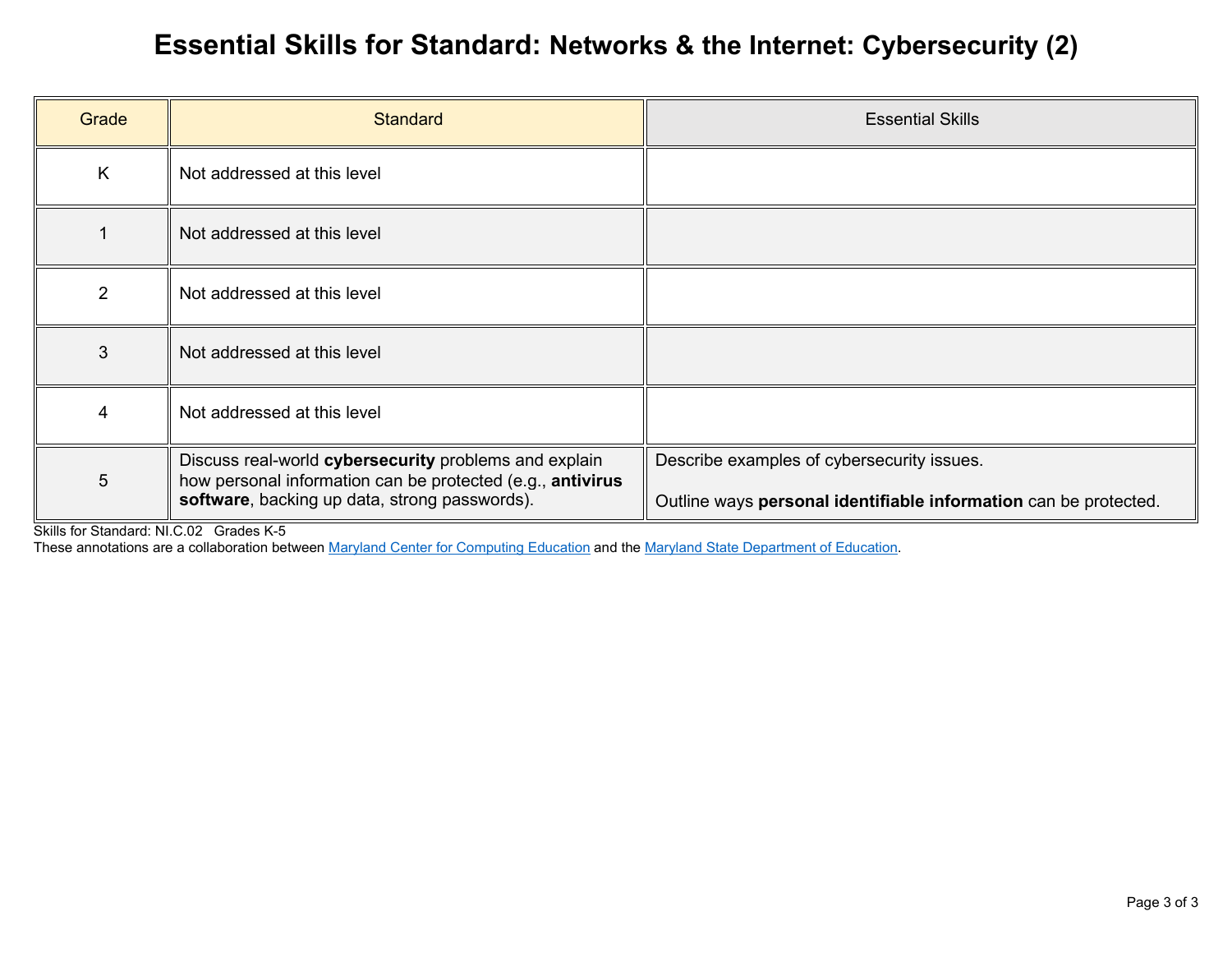# Essential Skills for Standard: Networks & the Internet: Cybersecurity (2)

| Grade | Standard | Essential Skills |
| --- | --- | --- |
| K | Not addressed at this level | |
| 1 | Not addressed at this level | |
| 2 | Not addressed at this level | |
| 3 | Not addressed at this level | |
| 4 | Not addressed at this level | |
| 5 | Discuss real-world **cybersecurity** problems and explain how personal information can be protected (e.g., **antivirus software**, backing up data, strong passwords). | Describe examples of cybersecurity issues.<br><br>Outline ways **personal identifiable information** can be protected. |

Skills for Standard: NI.C.02   Grades K-5

These annotations are a collaboration between [Maryland Center for Computing Education]() and the [Maryland State Department of Education]().